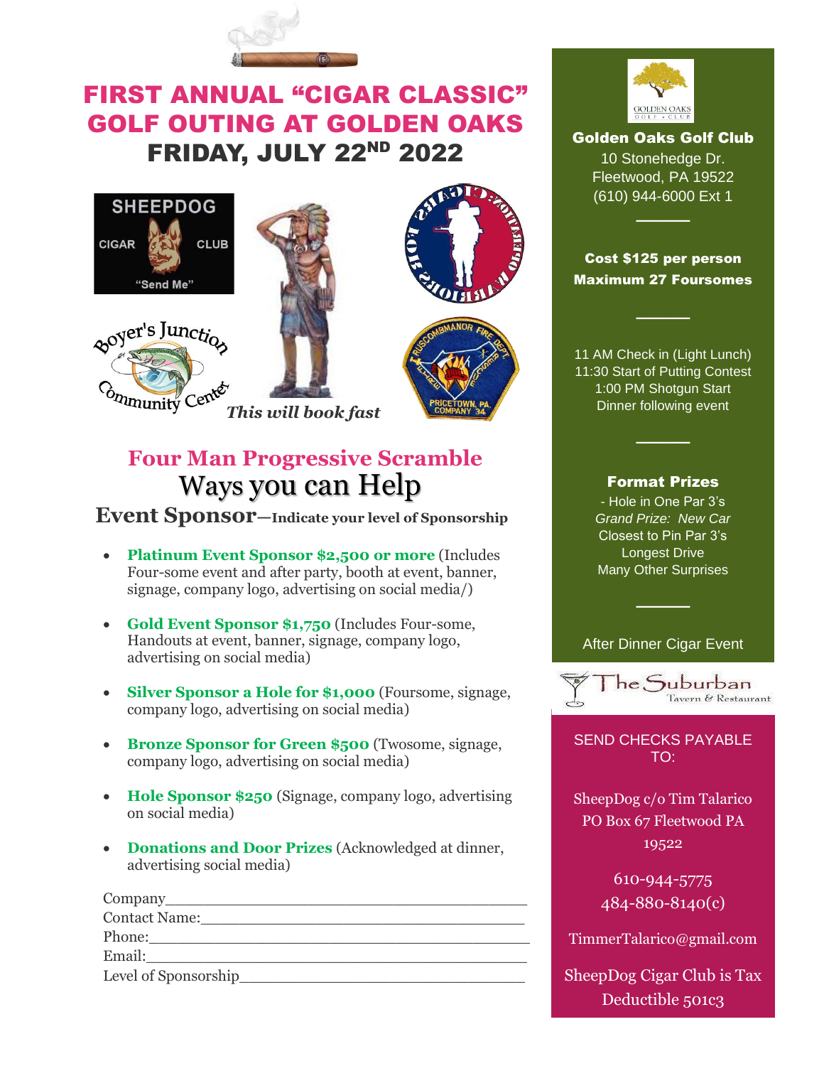# FIRST ANNUAL "CIGAR CLASSIC" GOLF OUTING AT GOLDEN OAKS

## FRIDAY, JULY 22ND 2022

SHEEPDOG CIGAR CLUB "Send Me"

Boyer's Junction Community Center

PRICETOWN, PA COMPANY 34

*This will book fast*

## Four Man Progressive Scramble

## Ways you can Help

### Event Sponsor—Indicate your level of Sponsorship

- **Platinum Event Sponsor $2,500 or more** (Includes Four-some event and after party, booth at event, banner, signage, company logo, advertising on social media/)
- **Gold Event Sponsor $1,750** (Includes Four-some, Handouts at event, banner, signage, company logo, advertising on social media)
- **Silver Sponsor a Hole for $1,000** (Foursome, signage, company logo, advertising on social media)
- **Bronze Sponsor for Green $500** (Twosome, signage, company logo, advertising on social media)
- **Hole Sponsor $250** (Signage, company logo, advertising on social media)
- **Donations and Door Prizes** (Acknowledged at dinner, advertising social media)

Company_______________________________________

Contact Name:___________________________________

Phone:_________________________________________

Email:_________________________________________

Level of Sponsorship______________________________

**Golden Oaks Golf Club**
10 Stonehedge Dr.
Fleetwood, PA 19522
(610) 944-6000 Ext 1

**Cost $125 per person**
**Maximum 27 Foursomes**

11 AM Check in (Light Lunch)
11:30 Start of Putting Contest
1:00 PM Shotgun Start
Dinner following event

**Format Prizes**
- Hole in One Par 3's
*Grand Prize: New Car*
Closest to Pin Par 3's
Longest Drive
Many Other Surprises

After Dinner Cigar Event

The Suburban Tavern & Restaurant

SEND CHECKS PAYABLE TO:

SheepDog c/o Tim Talarico
PO Box 67 Fleetwood PA 19522

610-944-5775
484-880-8140(c)

TimmerTalarico@gmail.com

SheepDog Cigar Club is Tax Deductible 501c3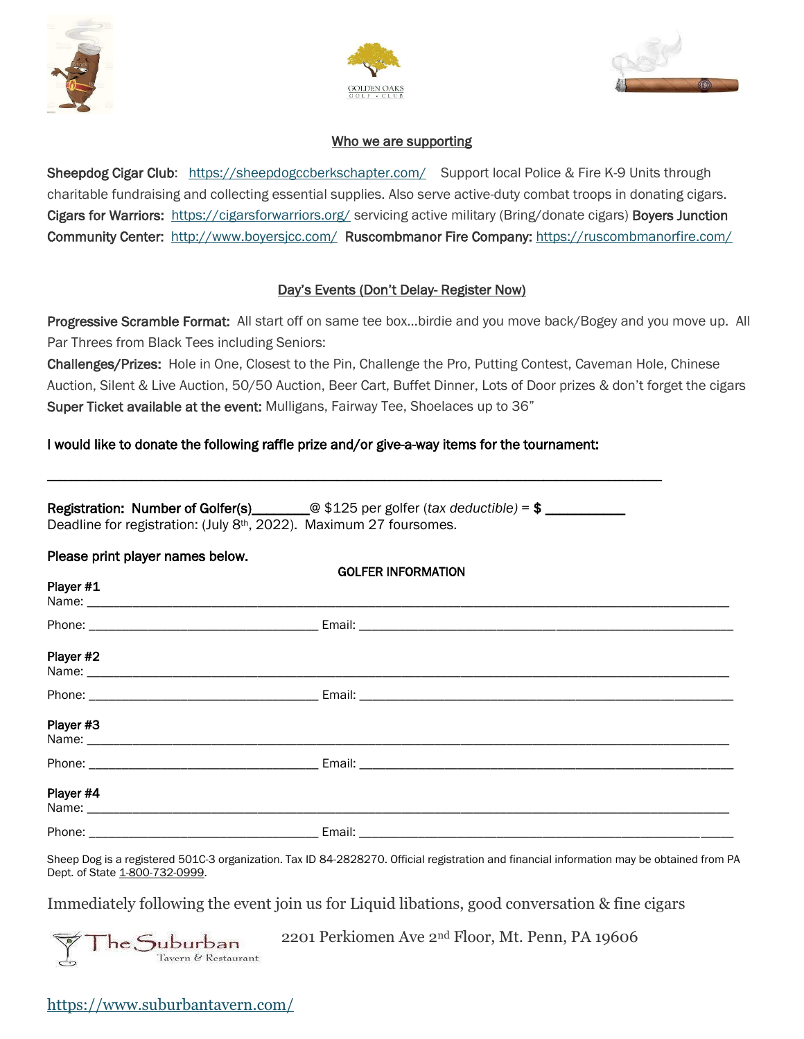## Who we are supporting

**Sheepdog Cigar Club**: https://sheepdogccberkschapter.com/ Support local Police & Fire K-9 Units through charitable fundraising and collecting essential supplies. Also serve active-duty combat troops in donating cigars. **Cigars for Warriors:** https://cigarsforwarriors.org/ servicing active military (Bring/donate cigars) **Boyers Junction Community Center:** http://www.boyersjcc.com/ **Ruscombmanor Fire Company:** https://ruscombmanorfire.com/

## Day's Events (Don't Delay- Register Now)

**Progressive Scramble Format:** All start off on same tee box…birdie and you move back/Bogey and you move up. All Par Threes from Black Tees including Seniors:

**Challenges/Prizes:** Hole in One, Closest to the Pin, Challenge the Pro, Putting Contest, Caveman Hole, Chinese Auction, Silent & Live Auction, 50/50 Auction, Beer Cart, Buffet Dinner, Lots of Door prizes & don't forget the cigars

**Super Ticket available at the event:** Mulligans, Fairway Tee, Shoelaces up to 36"

**I would like to donate the following raffle prize and/or give-a-way items for the tournament:**

_______________________________________________________________________________

**Registration: Number of Golfer(s)________** @ $125 per golfer (*tax deductible*) = **$ ___________**

Deadline for registration: (July 8th, 2022). Maximum 27 foursomes.

**Please print player names below.**

**GOLFER INFORMATION**

**Player #1**

Name: ____________________________________________________________________________

Phone: ______________________________ Email: _________________________________________

**Player #2**

Name: ____________________________________________________________________________

Phone: ______________________________ Email: _________________________________________

**Player #3**

Name: ____________________________________________________________________________

Phone: ______________________________ Email: _________________________________________

**Player #4**

Name: ____________________________________________________________________________

Phone: ______________________________ Email: _________________________________________

Sheep Dog is a registered 501C-3 organization. Tax ID 84-2828270. Official registration and financial information may be obtained from PA Dept. of State 1-800-732-0999.

Immediately following the event join us for Liquid libations, good conversation & fine cigars

The Suburban Tavern & Restaurant

2201 Perkiomen Ave 2nd Floor, Mt. Penn, PA 19606

https://www.suburbantavern.com/